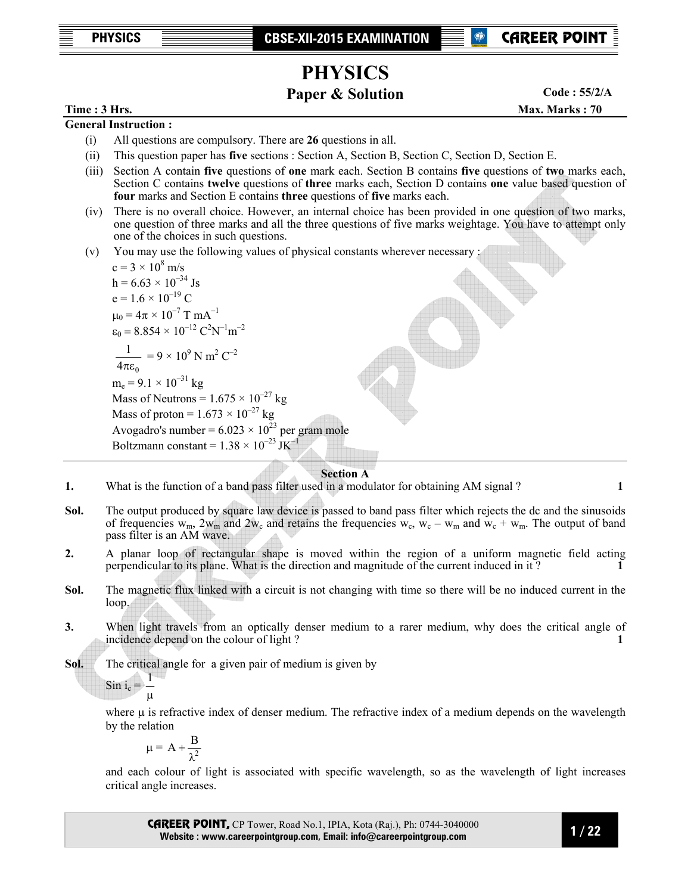# PHYSICS

## Paper & Solution

**Code : 55/2/A**

**Time : 3 Hrs.** **Max. Marks : 70**

**General Instruction :**

(i) All questions are compulsory. There are **26** questions in all.

(ii) This question paper has **five** sections : Section A, Section B, Section C, Section D, Section E.

(iii) Section A contain **five** questions of **one** mark each. Section B contains **five** questions of **two** marks each, Section C contains **twelve** questions of **three** marks each, Section D contains **one** value based question of **four** marks and Section E contains **three** questions of **five** marks each.

(iv) There is no overall choice. However, an internal choice has been provided in one question of two marks, one question of three marks and all the three questions of five marks weightage. You have to attempt only one of the choices in such questions.

(v) You may use the following values of physical constants wherever necessary :

$c = 3 \times 10^8$ m/s

$h = 6.63 \times 10^{-34}$ Js

$e = 1.6 \times 10^{-19}$ C

$\mu_0 = 4\pi \times 10^{-7}$ T mA$^{-1}$

$\varepsilon_0 = 8.854 \times 10^{-12}$ C$^2$N$^{-1}$m$^{-2}$

$\dfrac{1}{4\pi\varepsilon_0} = 9 \times 10^9$ N m$^2$ C$^{-2}$

$m_e = 9.1 \times 10^{-31}$ kg

Mass of Neutrons = $1.675 \times 10^{-27}$ kg

Mass of proton = $1.673 \times 10^{-27}$ kg

Avogadro's number = $6.023 \times 10^{23}$ per gram mole

Boltzmann constant = $1.38 \times 10^{-23}$ JK$^{-1}$

---

### Section A

**1.** What is the function of a band pass filter used in a modulator for obtaining AM signal ? **1**

**Sol.** The output produced by square law device is passed to band pass filter which rejects the dc and the sinusoids of frequencies $w_m$, $2w_m$ and $2w_c$ and retains the frequencies $w_c$, $w_c - w_m$ and $w_c + w_m$. The output of band pass filter is an AM wave.

**2.** A planar loop of rectangular shape is moved within the region of a uniform magnetic field acting perpendicular to its plane. What is the direction and magnitude of the current induced in it ? **1**

**Sol.** The magnetic flux linked with a circuit is not changing with time so there will be no induced current in the loop.

**3.** When light travels from an optically denser medium to a rarer medium, why does the critical angle of incidence depend on the colour of light ? **1**

**Sol.** The critical angle for a given pair of medium is given by

$$\sin i_c = \frac{1}{\mu}$$

where $\mu$ is refractive index of denser medium. The refractive index of a medium depends on the wavelength by the relation

$$\mu = A + \frac{B}{\lambda^2}$$

and each colour of light is associated with specific wavelength, so as the wavelength of light increases critical angle increases.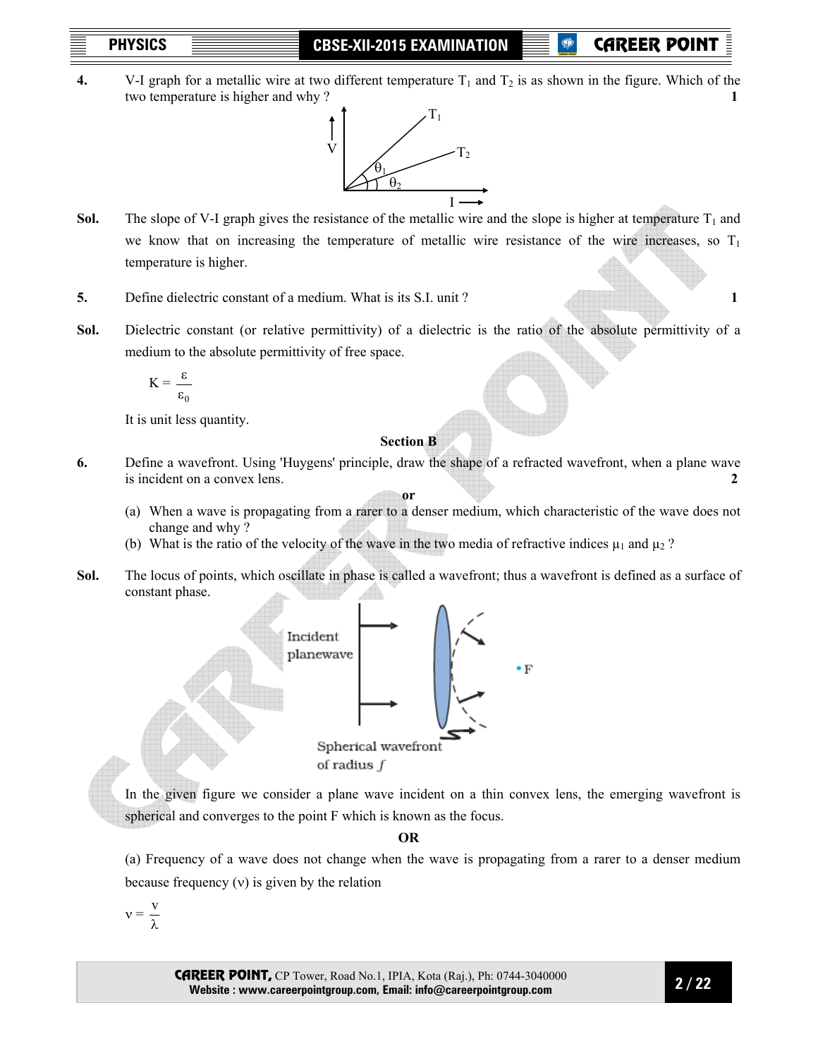**4.** V-I graph for a metallic wire at two different temperature $T_1$ and $T_2$ is as shown in the figure. Which of the two temperature is higher and why ? **1**

**Sol.** The slope of V-I graph gives the resistance of the metallic wire and the slope is higher at temperature $T_1$ and we know that on increasing the temperature of metallic wire resistance of the wire increases, so $T_1$ temperature is higher.

**5.** Define dielectric constant of a medium. What is its S.I. unit ? **1**

**Sol.** Dielectric constant (or relative permittivity) of a dielectric is the ratio of the absolute permittivity of a medium to the absolute permittivity of free space.

$$K = \frac{\varepsilon}{\varepsilon_0}$$

It is unit less quantity.

## Section B

**6.** Define a wavefront. Using 'Huygens' principle, draw the shape of a refracted wavefront, when a plane wave is incident on a convex lens. **2**

**or**

(a) When a wave is propagating from a rarer to a denser medium, which characteristic of the wave does not change and why ?

(b) What is the ratio of the velocity of the wave in the two media of refractive indices $\mu_1$ and $\mu_2$ ?

**Sol.** The locus of points, which oscillate in phase is called a wavefront; thus a wavefront is defined as a surface of constant phase.

Incident planewave

Spherical wavefront of radius $f$

In the given figure we consider a plane wave incident on a thin convex lens, the emerging wavefront is spherical and converges to the point F which is known as the focus.

**OR**

(a) Frequency of a wave does not change when the wave is propagating from a rarer to a denser medium because frequency ($\nu$) is given by the relation

$$\nu = \frac{v}{\lambda}$$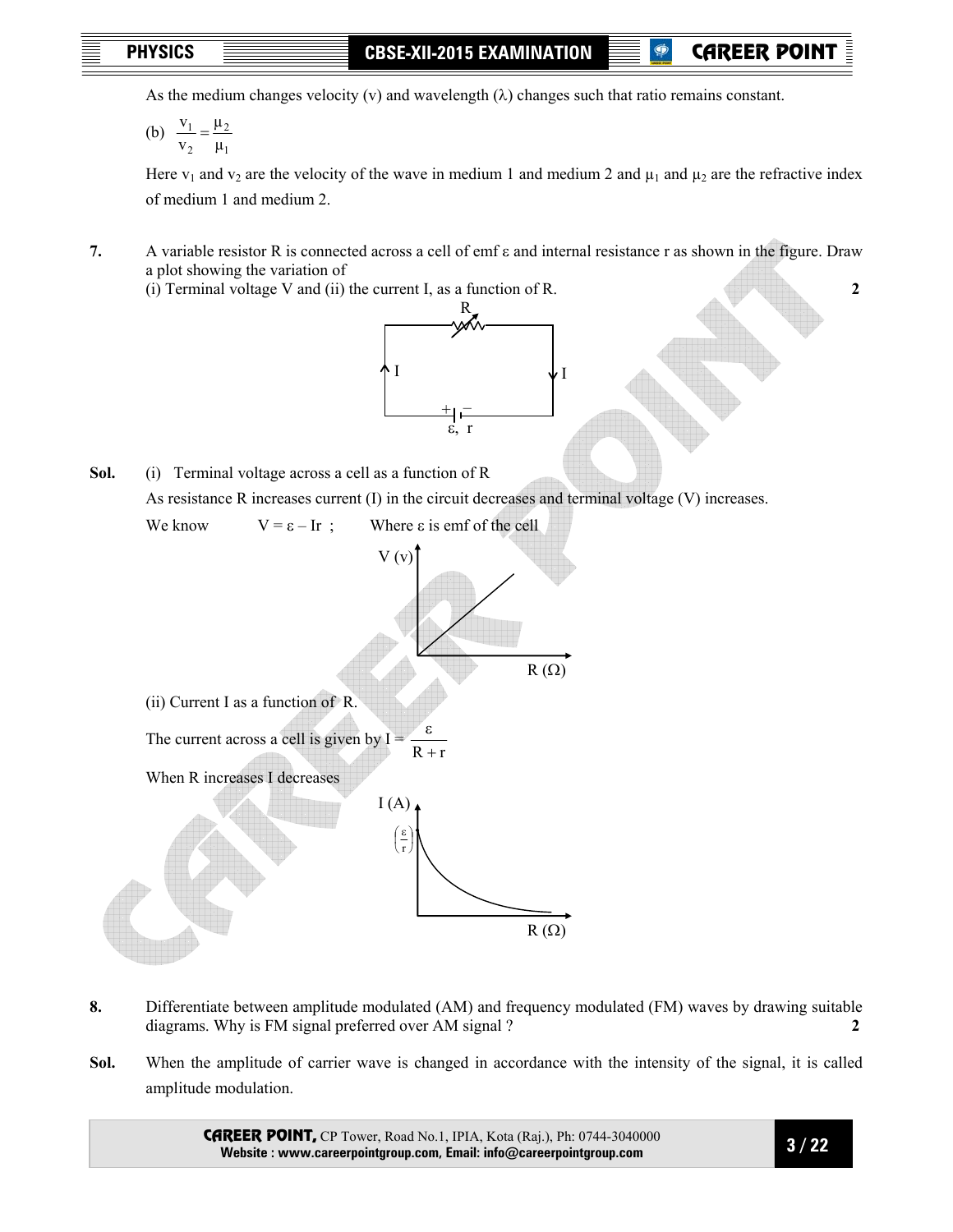As the medium changes velocity (v) and wavelength (λ) changes such that ratio remains constant.

(b) $\frac{v_1}{v_2} = \frac{\mu_2}{\mu_1}$

Here $v_1$ and $v_2$ are the velocity of the wave in medium 1 and medium 2 and $\mu_1$ and $\mu_2$ are the refractive index of medium 1 and medium 2.

**7.** A variable resistor R is connected across a cell of emf ε and internal resistance r as shown in the figure. Draw a plot showing the variation of
(i) Terminal voltage V and (ii) the current I, as a function of R. **2**

**Sol.** (i) Terminal voltage across a cell as a function of R

As resistance R increases current (I) in the circuit decreases and terminal voltage (V) increases.

We know $V = \varepsilon - Ir$ ; Where ε is emf of the cell

(ii) Current I as a function of R.

The current across a cell is given by $I = \frac{\varepsilon}{R + r}$

When R increases I decreases

**8.** Differentiate between amplitude modulated (AM) and frequency modulated (FM) waves by drawing suitable diagrams. Why is FM signal preferred over AM signal ? **2**

**Sol.** When the amplitude of carrier wave is changed in accordance with the intensity of the signal, it is called amplitude modulation.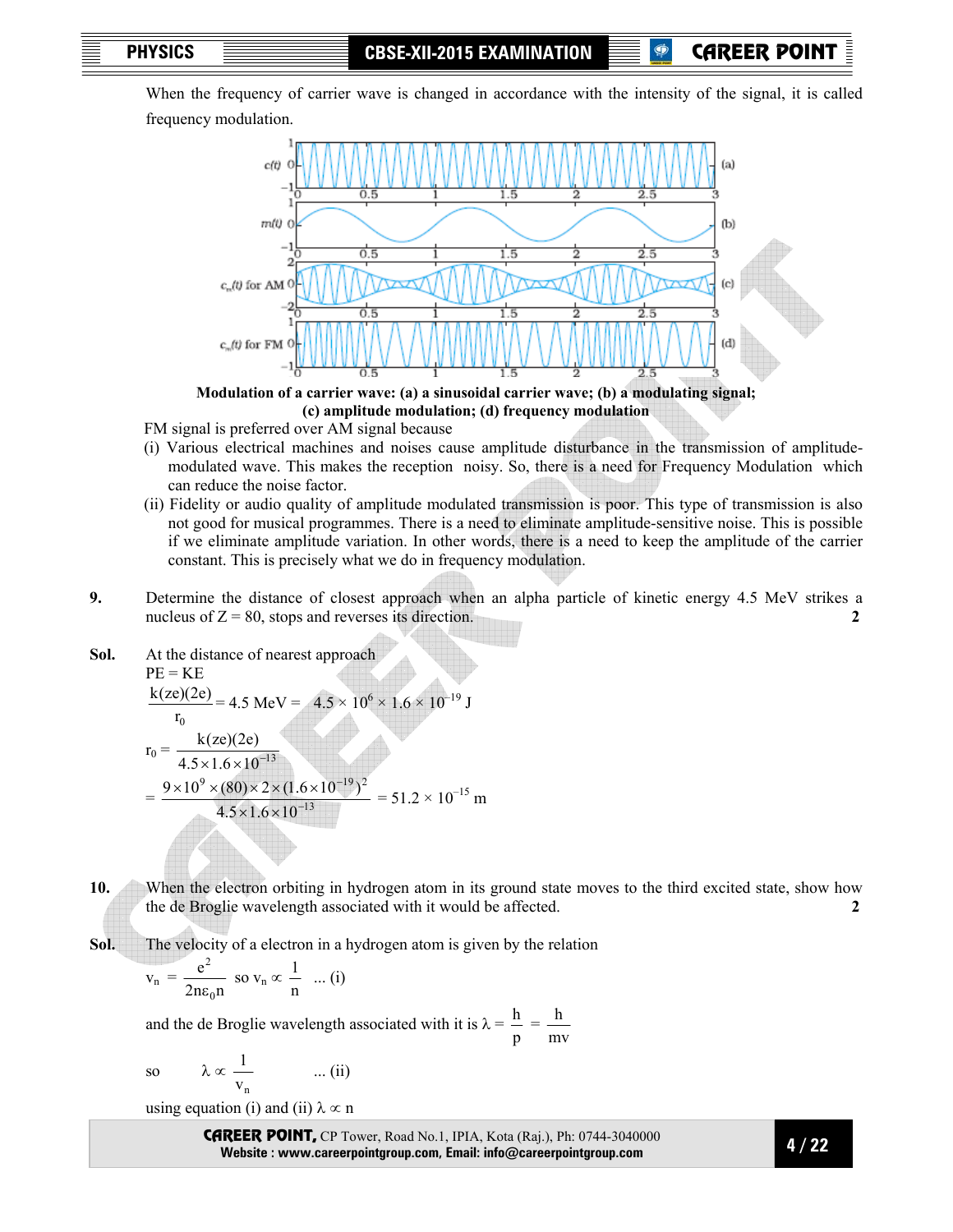When the frequency of carrier wave is changed in accordance with the intensity of the signal, it is called frequency modulation.

**Modulation of a carrier wave: (a) a sinusoidal carrier wave; (b) a modulating signal; (c) amplitude modulation; (d) frequency modulation**

FM signal is preferred over AM signal because

(i) Various electrical machines and noises cause amplitude disturbance in the transmission of amplitude-modulated wave. This makes the reception noisy. So, there is a need for Frequency Modulation which can reduce the noise factor.

(ii) Fidelity or audio quality of amplitude modulated transmission is poor. This type of transmission is also not good for musical programmes. There is a need to eliminate amplitude-sensitive noise. This is possible if we eliminate amplitude variation. In other words, there is a need to keep the amplitude of the carrier constant. This is precisely what we do in frequency modulation.

**9.** Determine the distance of closest approach when an alpha particle of kinetic energy 4.5 MeV strikes a nucleus of Z = 80, stops and reverses its direction. **2**

**Sol.** At the distance of nearest approach

PE = KE

$$\frac{k(ze)(2e)}{r_0} = 4.5 \text{ MeV} = 4.5 \times 10^6 \times 1.6 \times 10^{-19} \text{ J}$$

$$r_0 = \frac{k(ze)(2e)}{4.5 \times 1.6 \times 10^{-13}}$$

$$= \frac{9 \times 10^9 \times (80) \times 2 \times (1.6 \times 10^{-19})^2}{4.5 \times 1.6 \times 10^{-13}} = 51.2 \times 10^{-15} \text{ m}$$

**10.** When the electron orbiting in hydrogen atom in its ground state moves to the third excited state, show how the de Broglie wavelength associated with it would be affected. **2**

**Sol.** The velocity of a electron in a hydrogen atom is given by the relation

$$v_n = \frac{e^2}{2n\varepsilon_0 n} \quad \text{so } v_n \propto \frac{1}{n} \quad \text{... (i)}$$

and the de Broglie wavelength associated with it is $\lambda = \frac{h}{p} = \frac{h}{mv}$

$$\text{so} \quad \lambda \propto \frac{1}{v_n} \quad \text{... (ii)}$$

using equation (i) and (ii) $\lambda \propto n$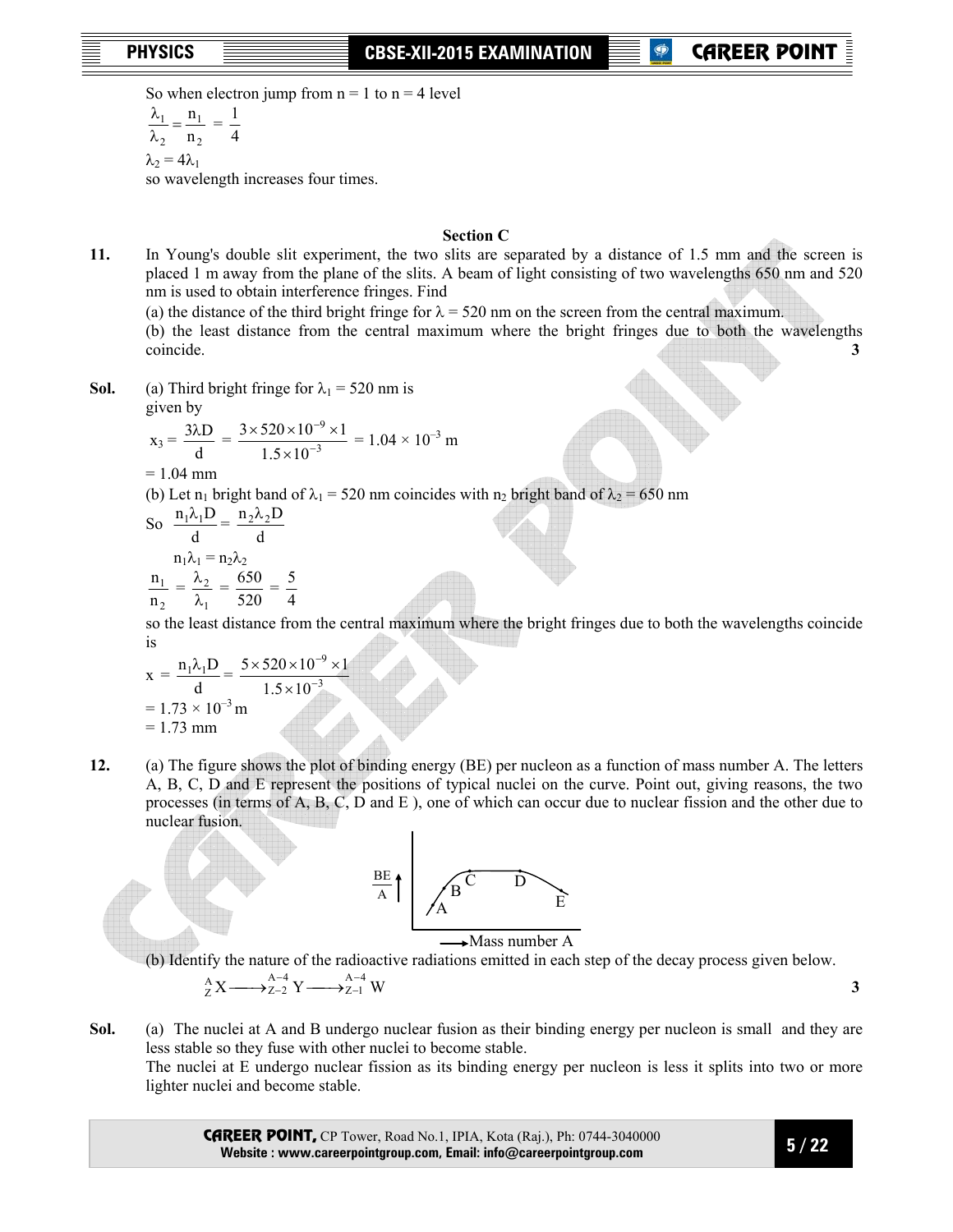So when electron jump from n = 1 to n = 4 level

$$\frac{\lambda_1}{\lambda_2} = \frac{n_1}{n_2} = \frac{1}{4}$$

$\lambda_2 = 4\lambda_1$

so wavelength increases four times.

## Section C

**11.** In Young's double slit experiment, the two slits are separated by a distance of 1.5 mm and the screen is placed 1 m away from the plane of the slits. A beam of light consisting of two wavelengths 650 nm and 520 nm is used to obtain interference fringes. Find

(a) the distance of the third bright fringe for $\lambda$ = 520 nm on the screen from the central maximum.

(b) the least distance from the central maximum where the bright fringes due to both the wavelengths coincide. **3**

**Sol.** (a) Third bright fringe for $\lambda_1$ = 520 nm is given by

$$x_3 = \frac{3\lambda D}{d} = \frac{3 \times 520 \times 10^{-9} \times 1}{1.5 \times 10^{-3}} = 1.04 \times 10^{-3} \text{ m}$$

= 1.04 mm

(b) Let $n_1$ bright band of $\lambda_1$ = 520 nm coincides with $n_2$ bright band of $\lambda_2$ = 650 nm

So $\frac{n_1\lambda_1 D}{d} = \frac{n_2\lambda_2 D}{d}$

$n_1\lambda_1 = n_2\lambda_2$

$$\frac{n_1}{n_2} = \frac{\lambda_2}{\lambda_1} = \frac{650}{520} = \frac{5}{4}$$

so the least distance from the central maximum where the bright fringes due to both the wavelengths coincide is

$$x = \frac{n_1\lambda_1 D}{d} = \frac{5 \times 520 \times 10^{-9} \times 1}{1.5 \times 10^{-3}}$$

$= 1.73 \times 10^{-3}$ m

= 1.73 mm

**12.** (a) The figure shows the plot of binding energy (BE) per nucleon as a function of mass number A. The letters A, B, C, D and E represent the positions of typical nuclei on the curve. Point out, giving reasons, the two processes (in terms of A, B, C, D and E ), one of which can occur due to nuclear fission and the other due to nuclear fusion.

(b) Identify the nature of the radioactive radiations emitted in each step of the decay process given below.

$${}^{A}_{Z}X \longrightarrow {}^{A-4}_{Z-2}Y \longrightarrow {}^{A-4}_{Z-1}W$$

**3**

**Sol.** (a) The nuclei at A and B undergo nuclear fusion as their binding energy per nucleon is small and they are less stable so they fuse with other nuclei to become stable.

The nuclei at E undergo nuclear fission as its binding energy per nucleon is less it splits into two or more lighter nuclei and become stable.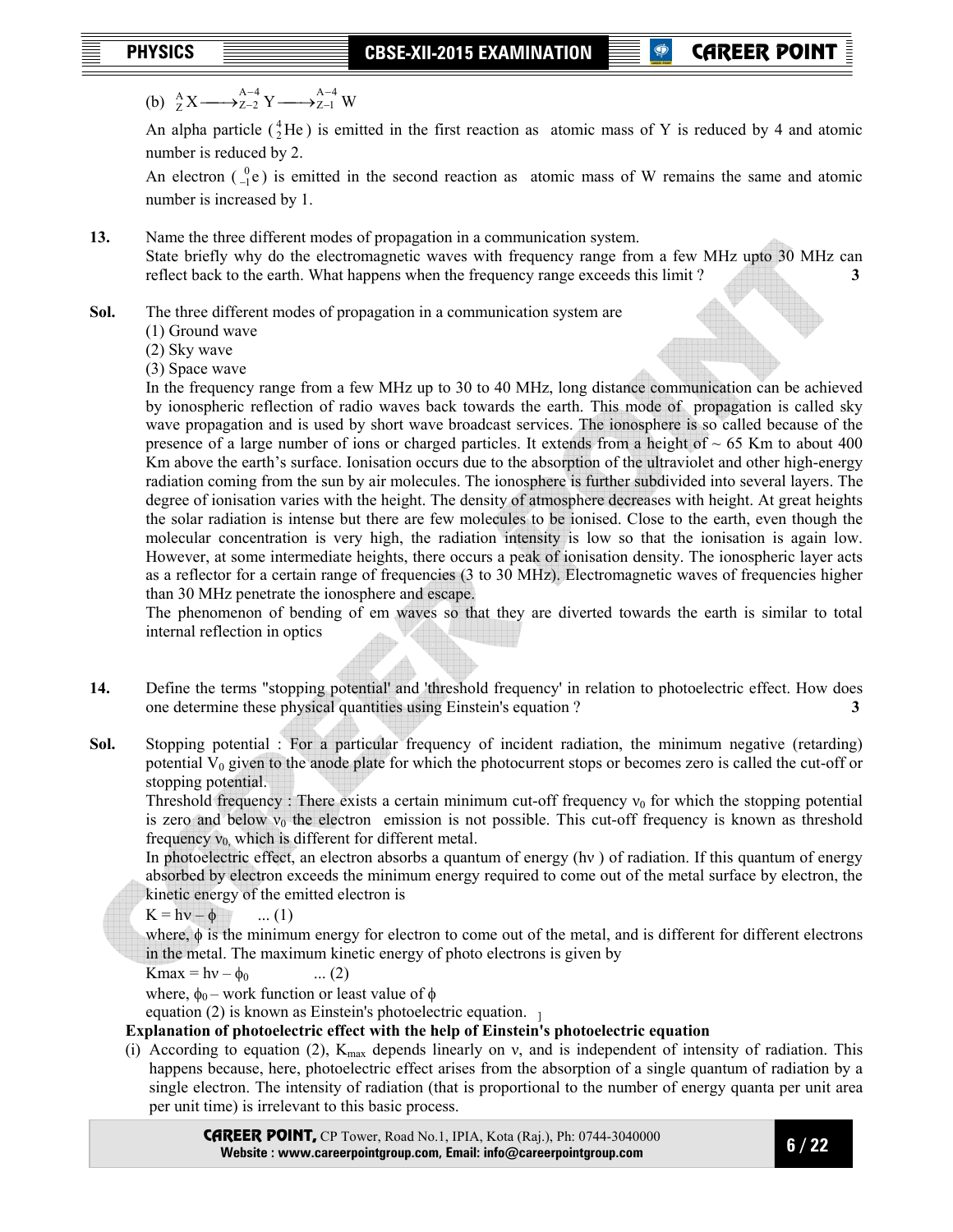(b) $^{A}_{Z}X \longrightarrow ^{A-4}_{Z-2}Y \longrightarrow ^{A-4}_{Z-1}W$

An alpha particle ($^{4}_{2}He$) is emitted in the first reaction as atomic mass of Y is reduced by 4 and atomic number is reduced by 2.

An electron ($^{0}_{-1}e$) is emitted in the second reaction as atomic mass of W remains the same and atomic number is increased by 1.

**13.** Name the three different modes of propagation in a communication system.
State briefly why do the electromagnetic waves with frequency range from a few MHz upto 30 MHz can reflect back to the earth. What happens when the frequency range exceeds this limit ? **3**

**Sol.** The three different modes of propagation in a communication system are

(1) Ground wave
(2) Sky wave
(3) Space wave

In the frequency range from a few MHz up to 30 to 40 MHz, long distance communication can be achieved by ionospheric reflection of radio waves back towards the earth. This mode of propagation is called sky wave propagation and is used by short wave broadcast services. The ionosphere is so called because of the presence of a large number of ions or charged particles. It extends from a height of ~ 65 Km to about 400 Km above the earth's surface. Ionisation occurs due to the absorption of the ultraviolet and other high-energy radiation coming from the sun by air molecules. The ionosphere is further subdivided into several layers. The degree of ionisation varies with the height. The density of atmosphere decreases with height. At great heights the solar radiation is intense but there are few molecules to be ionised. Close to the earth, even though the molecular concentration is very high, the radiation intensity is low so that the ionisation is again low. However, at some intermediate heights, there occurs a peak of ionisation density. The ionospheric layer acts as a reflector for a certain range of frequencies (3 to 30 MHz). Electromagnetic waves of frequencies higher than 30 MHz penetrate the ionosphere and escape.

The phenomenon of bending of em waves so that they are diverted towards the earth is similar to total internal reflection in optics

**14.** Define the terms "stopping potential' and 'threshold frequency' in relation to photoelectric effect. How does one determine these physical quantities using Einstein's equation ? **3**

**Sol.** Stopping potential : For a particular frequency of incident radiation, the minimum negative (retarding) potential $V_0$ given to the anode plate for which the photocurrent stops or becomes zero is called the cut-off or stopping potential.

Threshold frequency : There exists a certain minimum cut-off frequency $\nu_0$ for which the stopping potential is zero and below $\nu_0$ the electron emission is not possible. This cut-off frequency is known as threshold frequency $\nu_0$, which is different for different metal.

In photoelectric effect, an electron absorbs a quantum of energy ($h\nu$) of radiation. If this quantum of energy absorbed by electron exceeds the minimum energy required to come out of the metal surface by electron, the kinetic energy of the emitted electron is

$K = h\nu - \phi$ ... (1)

where, $\phi$ is the minimum energy for electron to come out of the metal, and is different for different electrons in the metal. The maximum kinetic energy of photo electrons is given by

$K_{max} = h\nu - \phi_0$ ... (2)

where, $\phi_0$ – work function or least value of $\phi$

equation (2) is known as Einstein's photoelectric equation.

**Explanation of photoelectric effect with the help of Einstein's photoelectric equation**

(i) According to equation (2), $K_{max}$ depends linearly on $\nu$, and is independent of intensity of radiation. This happens because, here, photoelectric effect arises from the absorption of a single quantum of radiation by a single electron. The intensity of radiation (that is proportional to the number of energy quanta per unit area per unit time) is irrelevant to this basic process.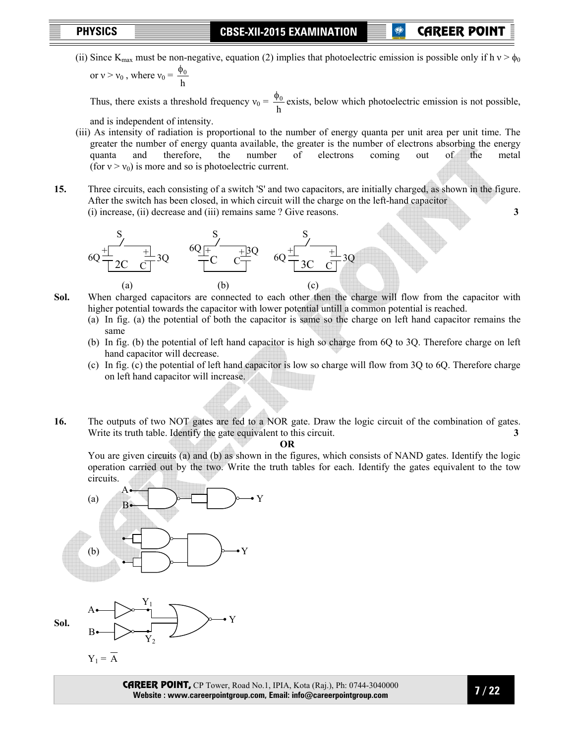(ii) Since $K_{max}$ must be non-negative, equation (2) implies that photoelectric emission is possible only if $h\nu > \phi_0$ or $\nu > \nu_0$, where $\nu_0 = \frac{\phi_0}{h}$

Thus, there exists a threshold frequency $\nu_0 = \frac{\phi_0}{h}$ exists, below which photoelectric emission is not possible, and is independent of intensity.

(iii) As intensity of radiation is proportional to the number of energy quanta per unit area per unit time. The greater the number of energy quanta available, the greater is the number of electrons absorbing the energy quanta and therefore, the number of electrons coming out of the metal (for $\nu > \nu_0$) is more and so is photoelectric current.

**15.** Three circuits, each consisting of a switch 'S' and two capacitors, are initially charged, as shown in the figure. After the switch has been closed, in which circuit will the charge on the left-hand capacitor (i) increase, (ii) decrease and (iii) remains same ? Give reasons. **3**

(a) 6Q on 2C, 3Q on C  (b) 6Q on C, 3Q on C  (c) 6Q on 3C, 3Q on C

**Sol.** When charged capacitors are connected to each other then the charge will flow from the capacitor with higher potential towards the capacitor with lower potential untill a common potential is reached.

(a) In fig. (a) the potential of both the capacitor is same so the charge on left hand capacitor remains the same

(b) In fig. (b) the potential of left hand capacitor is high so charge from 6Q to 3Q. Therefore charge on left hand capacitor will decrease.

(c) In fig. (c) the potential of left hand capacitor is low so charge will flow from 3Q to 6Q. Therefore charge on left hand capacitor will increase.

**16.** The outputs of two NOT gates are fed to a NOR gate. Draw the logic circuit of the combination of gates. Write its truth table. Identify the gate equivalent to this circuit. **3**

**OR**

You are given circuits (a) and (b) as shown in the figures, which consists of NAND gates. Identify the logic operation carried out by the two. Write the truth tables for each. Identify the gates equivalent to the tow circuits.

(a) A, B → NAND → NAND (inputs tied) → Y

(b) A → NAND (inputs tied), B → NAND (inputs tied) → NAND → Y

**Sol.** A → NOT → $Y_1$, B → NOT → $Y_2$; $Y_1$, $Y_2$ → NOR → Y

$Y_1 = \overline{A}$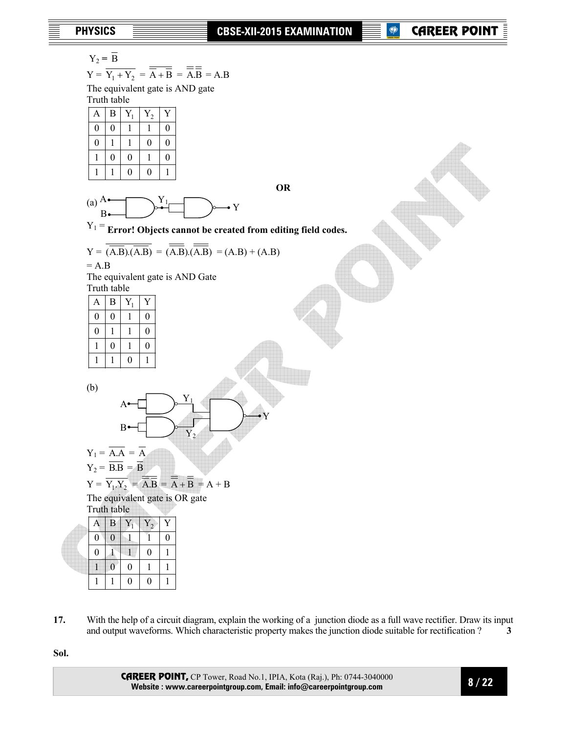$Y_2 = \overline{B}$

$Y = \overline{Y_1 + Y_2} = \overline{\overline{A} + \overline{B}} = \overline{\overline{A}}.\overline{\overline{B}} = A.B$

The equivalent gate is AND gate

Truth table

| A | B | $Y_1$ | $Y_2$ | Y |
|---|---|---|---|---|
| 0 | 0 | 1 | 1 | 0 |
| 0 | 1 | 1 | 0 | 0 |
| 1 | 0 | 0 | 1 | 0 |
| 1 | 1 | 0 | 0 | 1 |

**OR**

(a)

$Y_1 =$ **Error! Objects cannot be created from editing field codes.**

$Y = \overline{(\overline{A.B}).(\overline{A.B})} = \overline{(\overline{A.B})}.\overline{(\overline{A.B})} = (A.B) + (A.B)$

$= A.B$

The equivalent gate is AND Gate

Truth table

| A | B | $Y_1$ | Y |
|---|---|---|---|
| 0 | 0 | 1 | 0 |
| 0 | 1 | 1 | 0 |
| 1 | 0 | 1 | 0 |
| 1 | 1 | 0 | 1 |

(b)

$Y_1 = \overline{A.A} = \overline{A}$

$Y_2 = \overline{B.B} = \overline{B}$

$Y = \overline{Y_1.Y_2} = \overline{\overline{A}.\overline{B}} = \overline{\overline{A}} + \overline{\overline{B}} = A + B$

The equivalent gate is OR gate

Truth table

| A | B | $Y_1$ | $Y_2$ | Y |
|---|---|---|---|---|
| 0 | 0 | 1 | 1 | 0 |
| 0 | 1 | 1 | 0 | 1 |
| 1 | 0 | 0 | 1 | 1 |
| 1 | 1 | 0 | 0 | 1 |

**17.** With the help of a circuit diagram, explain the working of a junction diode as a full wave rectifier. Draw its input and output waveforms. Which characteristic property makes the junction diode suitable for rectification ? **3**

**Sol.**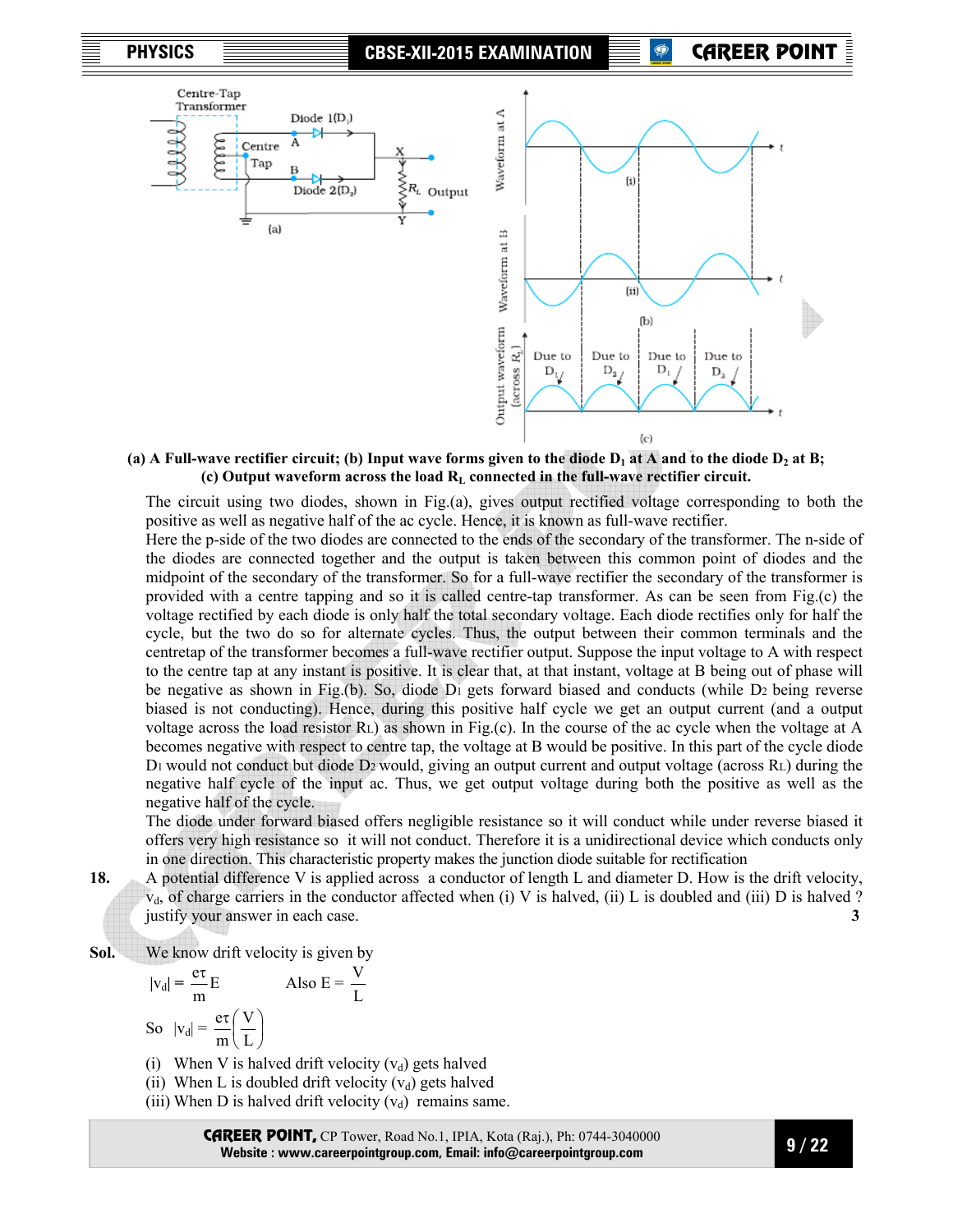**(a) A Full-wave rectifier circuit; (b) Input wave forms given to the diode $D_1$ at A and to the diode $D_2$ at B; (c) Output waveform across the load $R_L$ connected in the full-wave rectifier circuit.**

The circuit using two diodes, shown in Fig.(a), gives output rectified voltage corresponding to both the positive as well as negative half of the ac cycle. Hence, it is known as full-wave rectifier.

Here the p-side of the two diodes are connected to the ends of the secondary of the transformer. The n-side of the diodes are connected together and the output is taken between this common point of diodes and the midpoint of the secondary of the transformer. So for a full-wave rectifier the secondary of the transformer is provided with a centre tapping and so it is called centre-tap transformer. As can be seen from Fig.(c) the voltage rectified by each diode is only half the total secondary voltage. Each diode rectifies only for half the cycle, but the two do so for alternate cycles. Thus, the output between their common terminals and the centretap of the transformer becomes a full-wave rectifier output. Suppose the input voltage to A with respect to the centre tap at any instant is positive. It is clear that, at that instant, voltage at B being out of phase will be negative as shown in Fig.(b). So, diode $D_1$ gets forward biased and conducts (while $D_2$ being reverse biased is not conducting). Hence, during this positive half cycle we get an output current (and a output voltage across the load resistor $R_L$) as shown in Fig.(c). In the course of the ac cycle when the voltage at A becomes negative with respect to centre tap, the voltage at B would be positive. In this part of the cycle diode $D_1$ would not conduct but diode $D_2$ would, giving an output current and output voltage (across $R_L$) during the negative half cycle of the input ac. Thus, we get output voltage during both the positive as well as the negative half of the cycle.

The diode under forward biased offers negligible resistance so it will conduct while under reverse biased it offers very high resistance so it will not conduct. Therefore it is a unidirectional device which conducts only in one direction. This characteristic property makes the junction diode suitable for rectification

**18.** A potential difference V is applied across a conductor of length L and diameter D. How is the drift velocity, $v_d$, of charge carriers in the conductor affected when (i) V is halved, (ii) L is doubled and (iii) D is halved ? justify your answer in each case. **3**

**Sol.** We know drift velocity is given by

$$|v_d| = \frac{e\tau}{m}E \qquad \text{Also } E = \frac{V}{L}$$

$$\text{So} \quad |v_d| = \frac{e\tau}{m}\left(\frac{V}{L}\right)$$

(i) When V is halved drift velocity ($v_d$) gets halved

(ii) When L is doubled drift velocity ($v_d$) gets halved

(iii) When D is halved drift velocity ($v_d$) remains same.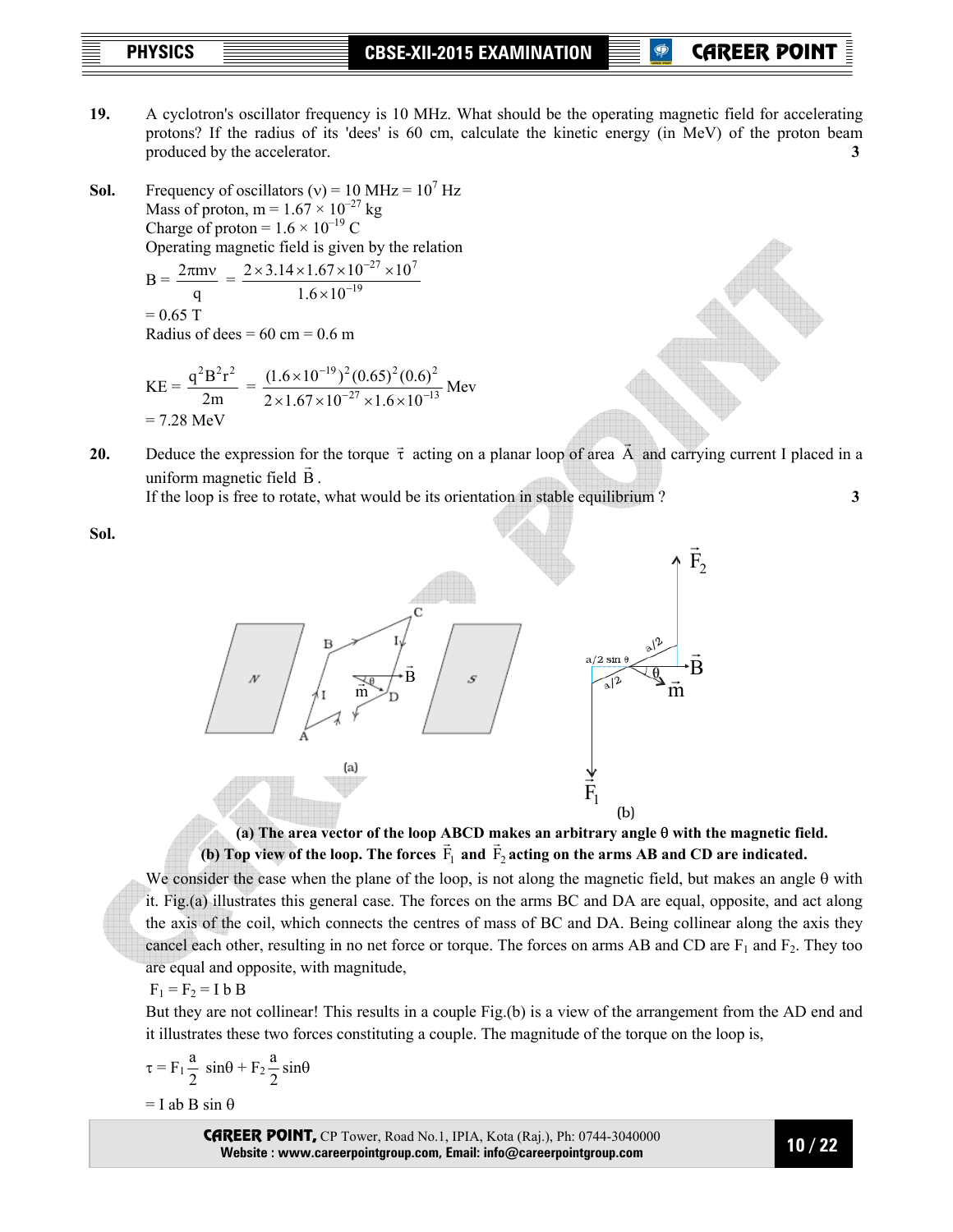**19.** A cyclotron's oscillator frequency is 10 MHz. What should be the operating magnetic field for accelerating protons? If the radius of its 'dees' is 60 cm, calculate the kinetic energy (in MeV) of the proton beam produced by the accelerator. **3**

**Sol.** Frequency of oscillators ($\nu$) = 10 MHz = $10^7$ Hz

Mass of proton, m = $1.67 \times 10^{-27}$ kg

Charge of proton = $1.6 \times 10^{-19}$ C

Operating magnetic field is given by the relation

$$B = \frac{2\pi m\nu}{q} = \frac{2 \times 3.14 \times 1.67 \times 10^{-27} \times 10^7}{1.6 \times 10^{-19}}$$

= 0.65 T

Radius of dees = 60 cm = 0.6 m

$$KE = \frac{q^2B^2r^2}{2m} = \frac{(1.6 \times 10^{-19})^2 (0.65)^2 (0.6)^2}{2 \times 1.67 \times 10^{-27} \times 1.6 \times 10^{-13}} \text{ Mev}$$

= 7.28 MeV

**20.** Deduce the expression for the torque $\vec{\tau}$ acting on a planar loop of area $\vec{A}$ and carrying current I placed in a uniform magnetic field $\vec{B}$.

If the loop is free to rotate, what would be its orientation in stable equilibrium ? **3**

**Sol.**

**(a) The area vector of the loop ABCD makes an arbitrary angle θ with the magnetic field.**
**(b) Top view of the loop. The forces $\vec{F}_1$ and $\vec{F}_2$ acting on the arms AB and CD are indicated.**

We consider the case when the plane of the loop, is not along the magnetic field, but makes an angle θ with it. Fig.(a) illustrates this general case. The forces on the arms BC and DA are equal, opposite, and act along the axis of the coil, which connects the centres of mass of BC and DA. Being collinear along the axis they cancel each other, resulting in no net force or torque. The forces on arms AB and CD are $F_1$ and $F_2$. They too are equal and opposite, with magnitude,

$F_1 = F_2 = I\,b\,B$

But they are not collinear! This results in a couple Fig.(b) is a view of the arrangement from the AD end and it illustrates these two forces constituting a couple. The magnitude of the torque on the loop is,

$$\tau = F_1 \frac{a}{2} \sin\theta + F_2 \frac{a}{2} \sin\theta$$

$= I\,ab\,B \sin\theta$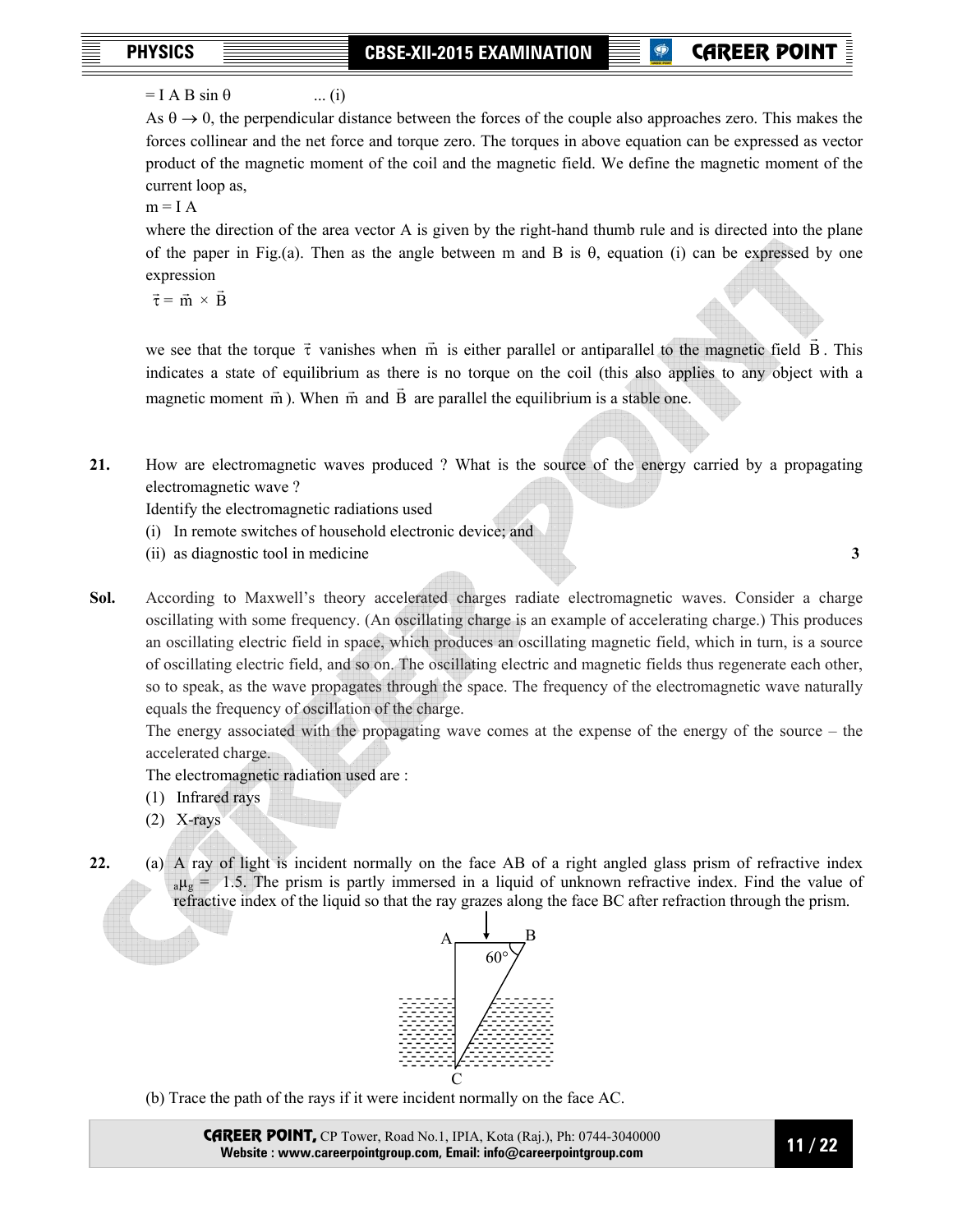$= I A B \sin \theta$ ... (i)

As $\theta \to 0$, the perpendicular distance between the forces of the couple also approaches zero. This makes the forces collinear and the net force and torque zero. The torques in above equation can be expressed as vector product of the magnetic moment of the coil and the magnetic field. We define the magnetic moment of the current loop as,

$m = I A$

where the direction of the area vector A is given by the right-hand thumb rule and is directed into the plane of the paper in Fig.(a). Then as the angle between m and B is θ, equation (i) can be expressed by one expression

$\vec{\tau} = \vec{m} \times \vec{B}$

we see that the torque $\vec{\tau}$ vanishes when $\vec{m}$ is either parallel or antiparallel to the magnetic field $\vec{B}$. This indicates a state of equilibrium as there is no torque on the coil (this also applies to any object with a magnetic moment $\vec{m}$). When $\vec{m}$ and $\vec{B}$ are parallel the equilibrium is a stable one.

**21.** How are electromagnetic waves produced ? What is the source of the energy carried by a propagating electromagnetic wave ?

Identify the electromagnetic radiations used

(i) In remote switches of household electronic device; and

(ii) as diagnostic tool in medicine **3**

**Sol.** According to Maxwell's theory accelerated charges radiate electromagnetic waves. Consider a charge oscillating with some frequency. (An oscillating charge is an example of accelerating charge.) This produces an oscillating electric field in space, which produces an oscillating magnetic field, which in turn, is a source of oscillating electric field, and so on. The oscillating electric and magnetic fields thus regenerate each other, so to speak, as the wave propagates through the space. The frequency of the electromagnetic wave naturally equals the frequency of oscillation of the charge.

The energy associated with the propagating wave comes at the expense of the energy of the source – the accelerated charge.

The electromagnetic radiation used are :

(1) Infrared rays

(2) X-rays

**22.** (a) A ray of light is incident normally on the face AB of a right angled glass prism of refractive index ${}_a\mu_g = 1.5$. The prism is partly immersed in a liquid of unknown refractive index. Find the value of refractive index of the liquid so that the ray grazes along the face BC after refraction through the prism.

(b) Trace the path of the rays if it were incident normally on the face AC.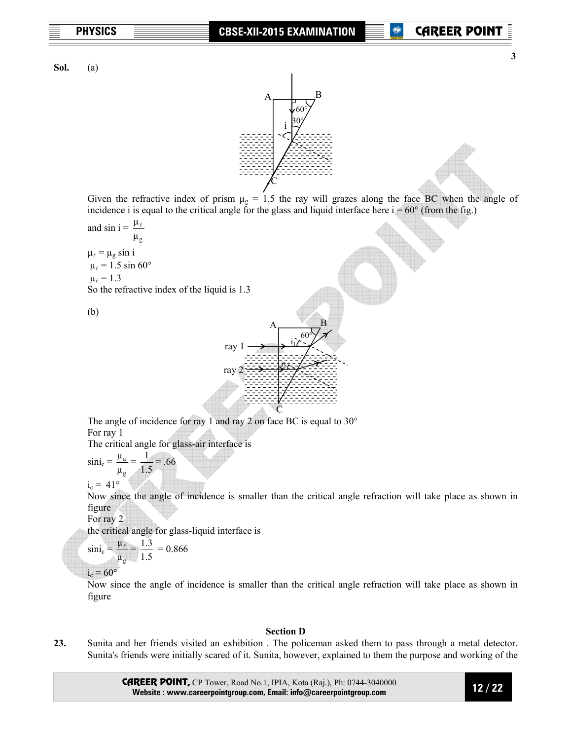**Sol.** (a)

Given the refractive index of prism $\mu_g = 1.5$ the ray will grazes along the face BC when the angle of incidence i is equal to the critical angle for the glass and liquid interface here i = 60° (from the fig.)

and $\sin i = \dfrac{\mu_\ell}{\mu_g}$

$\mu_\ell = \mu_g \sin i$

$\mu_\ell = 1.5 \sin 60°$

$\mu_\ell = 1.3$

So the refractive index of the liquid is 1.3

(b)

The angle of incidence for ray 1 and ray 2 on face BC is equal to 30°

For ray 1

The critical angle for glass-air interface is

$\sin i_c = \dfrac{\mu_a}{\mu_g} = \dfrac{1}{1.5} = .66$

$i_c = 41°$

Now since the angle of incidence is smaller than the critical angle refraction will take place as shown in figure

For ray 2

the critical angle for glass-liquid interface is

$\sin i_c = \dfrac{\mu_\ell}{\mu_g} = \dfrac{1.3}{1.5} = 0.866$

$i_c = 60°$

Now since the angle of incidence is smaller than the critical angle refraction will take place as shown in figure

## Section D

**23.** Sunita and her friends visited an exhibition . The policeman asked them to pass through a metal detector. Sunita's friends were initially scared of it. Sunita, however, explained to them the purpose and working of the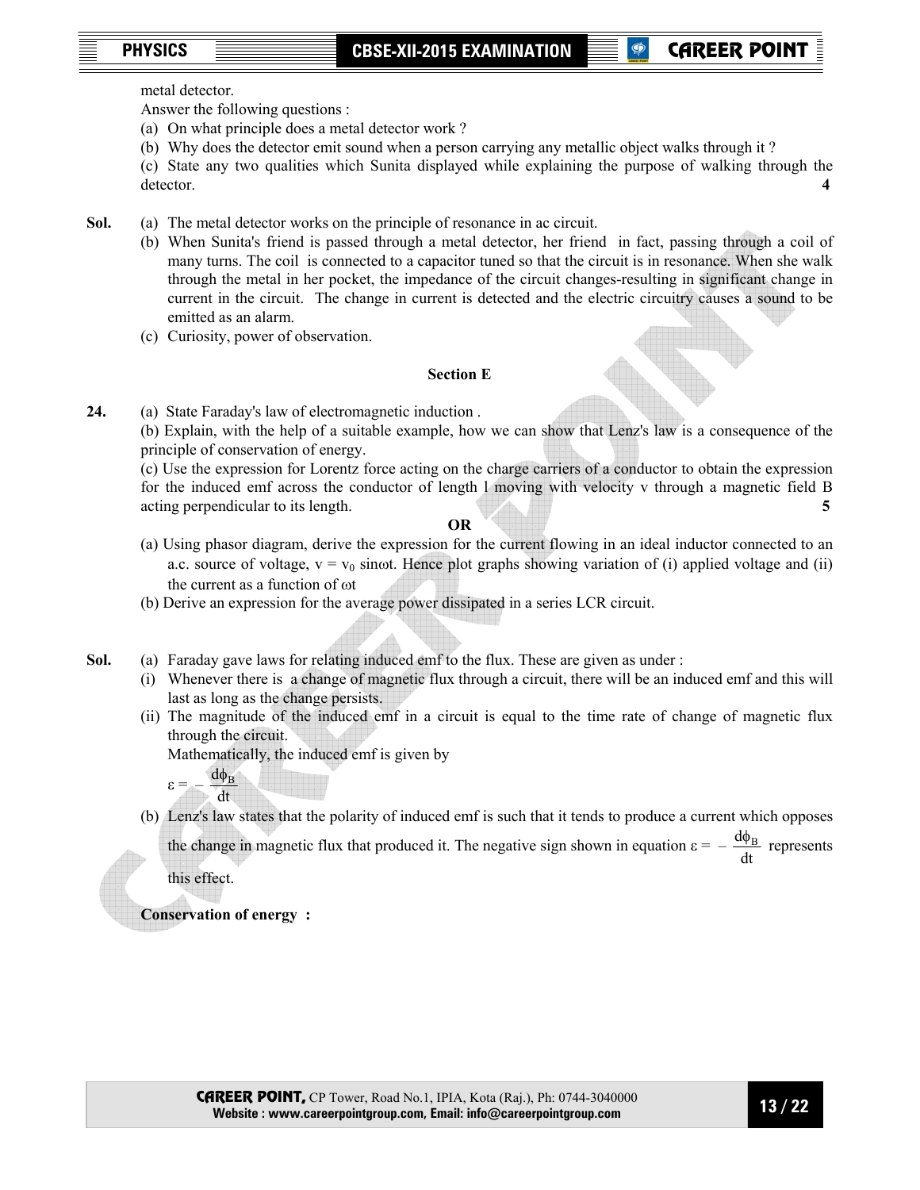metal detector.

Answer the following questions :

(a) On what principle does a metal detector work ?

(b) Why does the detector emit sound when a person carrying any metallic object walks through it ?

(c) State any two qualities which Sunita displayed while explaining the purpose of walking through the detector. **4**

**Sol.** (a) The metal detector works on the principle of resonance in ac circuit.

(b) When Sunita's friend is passed through a metal detector, her friend in fact, passing through a coil of many turns. The coil is connected to a capacitor tuned so that the circuit is in resonance. When she walk through the metal in her pocket, the impedance of the circuit changes-resulting in significant change in current in the circuit. The change in current is detected and the electric circuitry causes a sound to be emitted as an alarm.

(c) Curiosity, power of observation.

### Section E

**24.** (a) State Faraday's law of electromagnetic induction .

(b) Explain, with the help of a suitable example, how we can show that Lenz's law is a consequence of the principle of conservation of energy.

(c) Use the expression for Lorentz force acting on the charge carriers of a conductor to obtain the expression for the induced emf across the conductor of length l moving with velocity v through a magnetic field B acting perpendicular to its length. **5**

**OR**

(a) Using phasor diagram, derive the expression for the current flowing in an ideal inductor connected to an a.c. source of voltage, $v = v_0 \sin\omega t$. Hence plot graphs showing variation of (i) applied voltage and (ii) the current as a function of $\omega t$

(b) Derive an expression for the average power dissipated in a series LCR circuit.

**Sol.** (a) Faraday gave laws for relating induced emf to the flux. These are given as under :

(i) Whenever there is a change of magnetic flux through a circuit, there will be an induced emf and this will last as long as the change persists.

(ii) The magnitude of the induced emf in a circuit is equal to the time rate of change of magnetic flux through the circuit.

Mathematically, the induced emf is given by

$$\varepsilon = -\frac{d\phi_B}{dt}$$

(b) Lenz's law states that the polarity of induced emf is such that it tends to produce a current which opposes the change in magnetic flux that produced it. The negative sign shown in equation $\varepsilon = -\frac{d\phi_B}{dt}$ represents this effect.

**Conservation of energy :**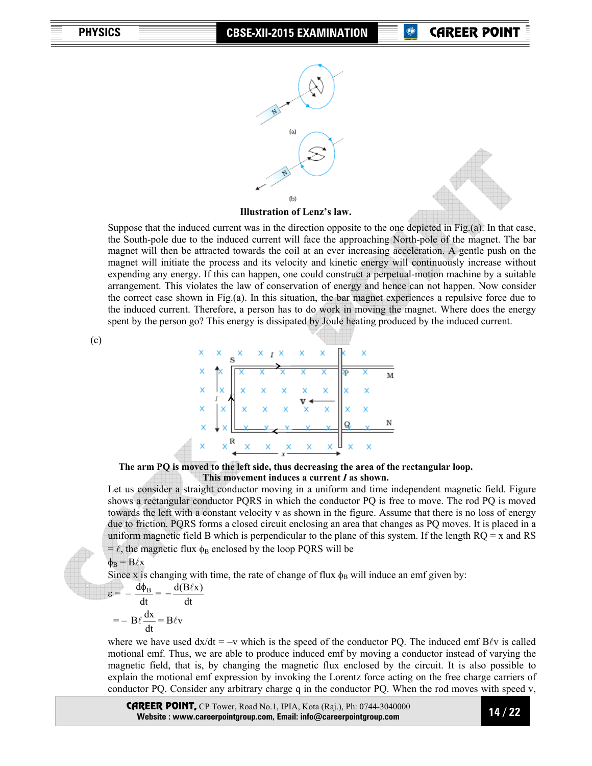Illustration of Lenz's law.

Suppose that the induced current was in the direction opposite to the one depicted in Fig.(a). In that case, the South-pole due to the induced current will face the approaching North-pole of the magnet. The bar magnet will then be attracted towards the coil at an ever increasing acceleration. A gentle push on the magnet will initiate the process and its velocity and kinetic energy will continuously increase without expending any energy. If this can happen, one could construct a perpetual-motion machine by a suitable arrangement. This violates the law of conservation of energy and hence can not happen. Now consider the correct case shown in Fig.(a). In this situation, the bar magnet experiences a repulsive force due to the induced current. Therefore, a person has to do work in moving the magnet. Where does the energy spent by the person go? This energy is dissipated by Joule heating produced by the induced current.

(c)

**The arm PQ is moved to the left side, thus decreasing the area of the rectangular loop. This movement induces a current *I* as shown.**

Let us consider a straight conductor moving in a uniform and time independent magnetic field. Figure shows a rectangular conductor PQRS in which the conductor PQ is free to move. The rod PQ is moved towards the left with a constant velocity v as shown in the figure. Assume that there is no loss of energy due to friction. PQRS forms a closed circuit enclosing an area that changes as PQ moves. It is placed in a uniform magnetic field B which is perpendicular to the plane of this system. If the length RQ = x and RS = $\ell$, the magnetic flux $\phi_B$ enclosed by the loop PQRS will be

$\phi_B = B\ell x$

Since x is changing with time, the rate of change of flux $\phi_B$ will induce an emf given by:

$$\varepsilon = -\frac{d\phi_B}{dt} = -\frac{d(B\ell x)}{dt}$$

$$= -B\ell\frac{dx}{dt} = B\ell v$$

where we have used dx/dt = –v which is the speed of the conductor PQ. The induced emf $B\ell v$ is called motional emf. Thus, we are able to produce induced emf by moving a conductor instead of varying the magnetic field, that is, by changing the magnetic flux enclosed by the circuit. It is also possible to explain the motional emf expression by invoking the Lorentz force acting on the free charge carriers of conductor PQ. Consider any arbitrary charge q in the conductor PQ. When the rod moves with speed v,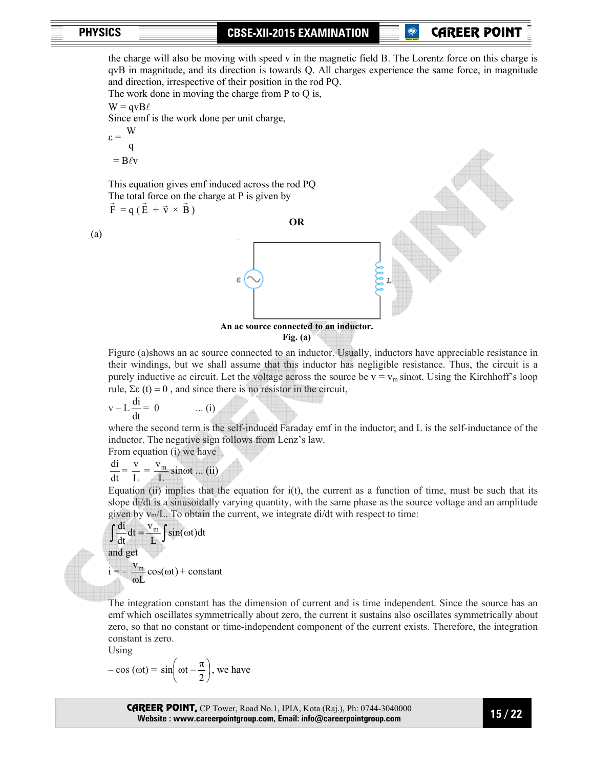the charge will also be moving with speed v in the magnetic field B. The Lorentz force on this charge is qvB in magnitude, and its direction is towards Q. All charges experience the same force, in magnitude and direction, irrespective of their position in the rod PQ.

The work done in moving the charge from P to Q is,

$W = qvB\ell$

Since emf is the work done per unit charge,

$$\varepsilon = \frac{W}{q}$$

$$= B\ell v$$

This equation gives emf induced across the rod PQ

The total force on the charge at P is given by

$$\vec{F} = q(\vec{E} + \vec{v} \times \vec{B})$$

**OR**

(a)

**An ac source connected to an inductor.**
**Fig. (a)**

Figure (a)shows an ac source connected to an inductor. Usually, inductors have appreciable resistance in their windings, but we shall assume that this inductor has negligible resistance. Thus, the circuit is a purely inductive ac circuit. Let the voltage across the source be $v = v_m \sin\omega t$. Using the Kirchhoff's loop rule, $\Sigma\varepsilon(t) = 0$, and since there is no resistor in the circuit,

$$v - L\frac{di}{dt} = 0 \qquad \text{... (i)}$$

where the second term is the self-induced Faraday emf in the inductor; and L is the self-inductance of the inductor. The negative sign follows from Lenz's law.

From equation (i) we have

$$\frac{di}{dt} = \frac{v}{L} = \frac{v_m}{L}\sin\omega t \text{ ... (ii)}$$

Equation (ii) implies that the equation for i(t), the current as a function of time, must be such that its slope di/dt is a sinusoidally varying quantity, with the same phase as the source voltage and an amplitude given by $v_m/L$. To obtain the current, we integrate di/dt with respect to time:

$$\int \frac{di}{dt}dt = \frac{v_m}{L}\int \sin(\omega t)dt$$

and get

$$i = -\frac{v_m}{\omega L}\cos(\omega t) + \text{constant}$$

The integration constant has the dimension of current and is time independent. Since the source has an emf which oscillates symmetrically about zero, the current it sustains also oscillates symmetrically about zero, so that no constant or time-independent component of the current exists. Therefore, the integration constant is zero.

Using

$$-\cos(\omega t) = \sin\left(\omega t - \frac{\pi}{2}\right), \text{ we have}$$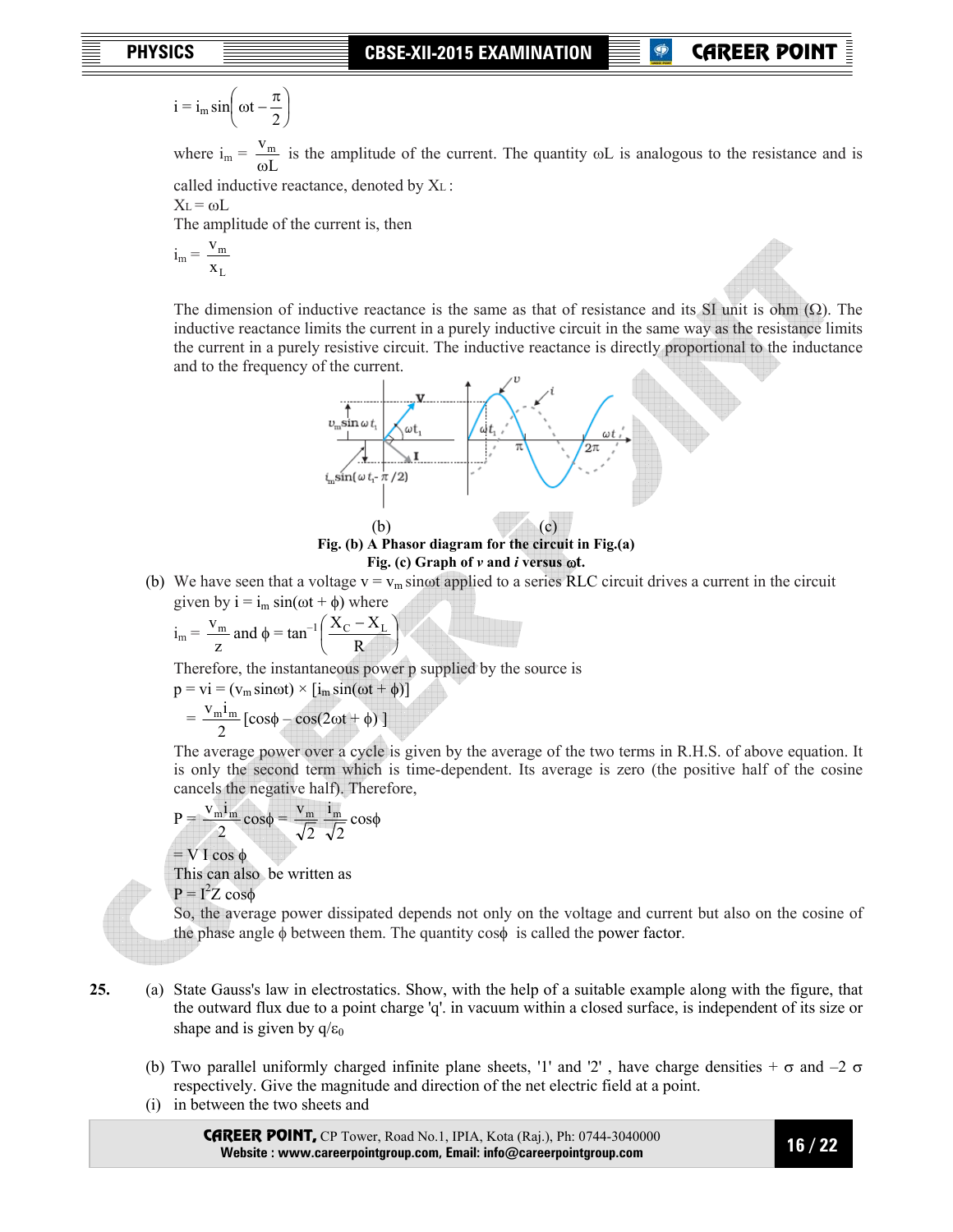$$i = i_m \sin\left(\omega t - \frac{\pi}{2}\right)$$

where $i_m = \dfrac{v_m}{\omega L}$ is the amplitude of the current. The quantity $\omega L$ is analogous to the resistance and is called inductive reactance, denoted by $X_L$ :

$X_L = \omega L$

The amplitude of the current is, then

$$i_m = \frac{v_m}{x_L}$$

The dimension of inductive reactance is the same as that of resistance and its SI unit is ohm ($\Omega$). The inductive reactance limits the current in a purely inductive circuit in the same way as the resistance limits the current in a purely resistive circuit. The inductive reactance is directly proportional to the inductance and to the frequency of the current.

(b) (c)

**Fig. (b) A Phasor diagram for the circuit in Fig.(a)**

**Fig. (c) Graph of *v* and *i* versus $\omega$t.**

(b) We have seen that a voltage $v = v_m \sin\omega t$ applied to a series RLC circuit drives a current in the circuit given by $i = i_m \sin(\omega t + \phi)$ where

$$i_m = \frac{v_m}{z} \text{ and } \phi = \tan^{-1}\left(\frac{X_C - X_L}{R}\right)$$

Therefore, the instantaneous power p supplied by the source is

$$p = vi = (v_m \sin\omega t) \times [i_m \sin(\omega t + \phi)]$$

$$= \frac{v_m i_m}{2}[\cos\phi - \cos(2\omega t + \phi)]$$

The average power over a cycle is given by the average of the two terms in R.H.S. of above equation. It is only the second term which is time-dependent. Its average is zero (the positive half of the cosine cancels the negative half). Therefore,

$$P = \frac{v_m i_m}{2}\cos\phi = \frac{v_m}{\sqrt{2}}\frac{i_m}{\sqrt{2}}\cos\phi$$

$= V I \cos\phi$

This can also be written as

$P = I^2 Z \cos\phi$

So, the average power dissipated depends not only on the voltage and current but also on the cosine of the phase angle $\phi$ between them. The quantity $\cos\phi$ is called the power factor.

**25.** (a) State Gauss's law in electrostatics. Show, with the help of a suitable example along with the figure, that the outward flux due to a point charge 'q'. in vacuum within a closed surface, is independent of its size or shape and is given by $q/\varepsilon_0$

(b) Two parallel uniformly charged infinite plane sheets, '1' and '2' , have charge densities $+\sigma$ and $-2\sigma$ respectively. Give the magnitude and direction of the net electric field at a point.

(i) in between the two sheets and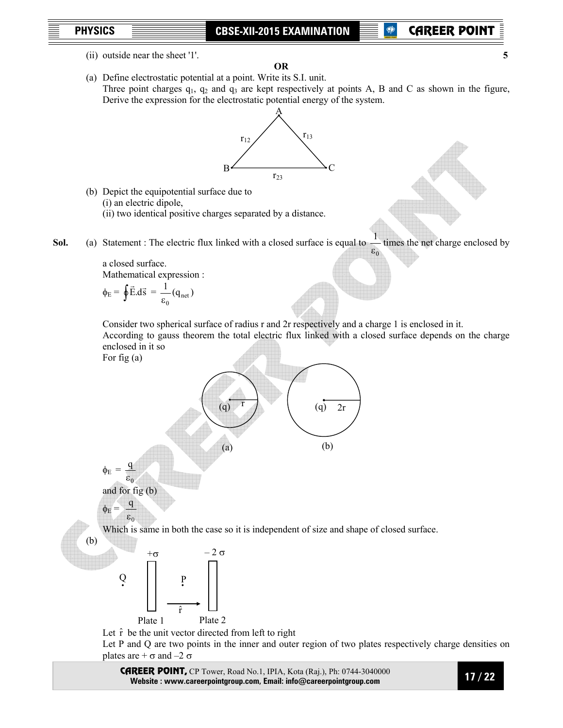(ii) outside near the sheet '1'. **5**

**OR**

(a) Define electrostatic potential at a point. Write its S.I. unit.
Three point charges $q_1$, $q_2$ and $q_3$ are kept respectively at points A, B and C as shown in the figure, Derive the expression for the electrostatic potential energy of the system.

A, B, C; $r_{12}$, $r_{13}$, $r_{23}$

(b) Depict the equipotential surface due to
(i) an electric dipole,
(ii) two identical positive charges separated by a distance.

**Sol.** (a) Statement : The electric flux linked with a closed surface is equal to $\frac{1}{\varepsilon_0}$ times the net charge enclosed by a closed surface.

Mathematical expression :

$$\phi_E = \oint \vec{E}.d\vec{s} = \frac{1}{\varepsilon_0}(q_{net})$$

Consider two spherical surface of radius r and 2r respectively and a charge 1 is enclosed in it.
According to gauss theorem the total electric flux linked with a closed surface depends on the charge enclosed in it so
For fig (a)

(q) r  (a)  (q) 2r  (b)

$$\phi_E = \frac{q}{\varepsilon_0}$$

and for fig (b)

$$\phi_E = \frac{q}{\varepsilon_0}$$

Which is same in both the case so it is independent of size and shape of closed surface.

(b)

$+\sigma$  $-2\sigma$; Q, P, $\hat{r}$; Plate 1, Plate 2

Let $\hat{r}$ be the unit vector directed from left to right
Let P and Q are two points in the inner and outer region of two plates respectively charge densities on plates are $+\sigma$ and $-2\sigma$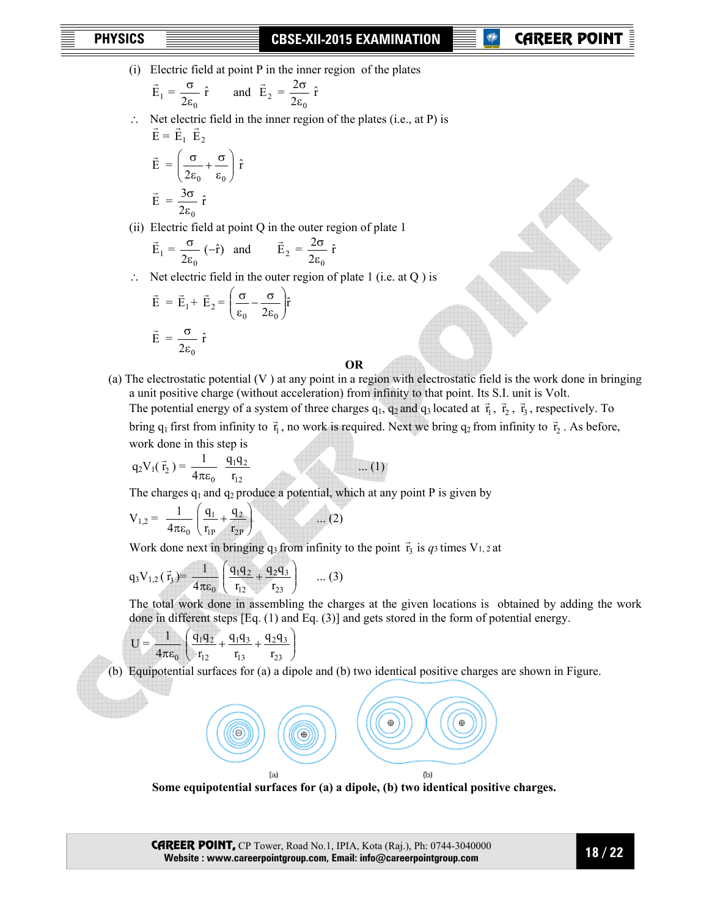(i) Electric field at point P in the inner region of the plates

$$\vec{E}_1 = \frac{\sigma}{2\varepsilon_0}\,\hat{r} \quad \text{and} \quad \vec{E}_2 = \frac{2\sigma}{2\varepsilon_0}\,\hat{r}$$

$\therefore$ Net electric field in the inner region of the plates (i.e., at P) is

$$\vec{E} = \vec{E}_1 \; \vec{E}_2$$

$$\vec{E} = \left(\frac{\sigma}{2\varepsilon_0} + \frac{\sigma}{\varepsilon_0}\right)\hat{r}$$

$$\vec{E} = \frac{3\sigma}{2\varepsilon_0}\,\hat{r}$$

(ii) Electric field at point Q in the outer region of plate 1

$$\vec{E}_1 = \frac{\sigma}{2\varepsilon_0}\,(-\hat{r}) \quad \text{and} \quad \vec{E}_2 = \frac{2\sigma}{2\varepsilon_0}\,\hat{r}$$

$\therefore$ Net electric field in the outer region of plate 1 (i.e. at Q ) is

$$\vec{E} = \vec{E}_1 + \vec{E}_2 = \left(\frac{\sigma}{\varepsilon_0} - \frac{\sigma}{2\varepsilon_0}\right)\hat{r}$$

$$\vec{E} = \frac{\sigma}{2\varepsilon_0}\,\hat{r}$$

**OR**

(a) The electrostatic potential (V ) at any point in a region with electrostatic field is the work done in bringing a unit positive charge (without acceleration) from infinity to that point. Its S.I. unit is Volt.

The potential energy of a system of three charges $q_1$, $q_2$ and $q_3$ located at $\vec{r}_1$, $\vec{r}_2$, $\vec{r}_3$, respectively. To bring $q_1$ first from infinity to $\vec{r}_1$, no work is required. Next we bring $q_2$ from infinity to $\vec{r}_2$. As before, work done in this step is

$$q_2 V_1(\vec{r}_2) = \frac{1}{4\pi\varepsilon_0}\frac{q_1 q_2}{r_{12}} \qquad \text{... (1)}$$

The charges $q_1$ and $q_2$ produce a potential, which at any point P is given by

$$V_{1,2} = \frac{1}{4\pi\varepsilon_0}\left(\frac{q_1}{r_{1P}} + \frac{q_2}{r_{2P}}\right) \qquad \text{... (2)}$$

Work done next in bringing $q_3$ from infinity to the point $\vec{r}_3$ is $q_3$ times $V_{1,2}$ at

$$q_3 V_{1,2}(\vec{r}_3) = \frac{1}{4\pi\varepsilon_0}\left(\frac{q_1 q_2}{r_{12}} + \frac{q_2 q_3}{r_{23}}\right) \qquad \text{... (3)}$$

The total work done in assembling the charges at the given locations is obtained by adding the work done in different steps [Eq. (1) and Eq. (3)] and gets stored in the form of potential energy.

$$U = \frac{1}{4\pi\varepsilon_0}\left(\frac{q_1 q_2}{r_{12}} + \frac{q_1 q_3}{r_{13}} + \frac{q_2 q_3}{r_{23}}\right)$$

(b) Equipotential surfaces for (a) a dipole and (b) two identical positive charges are shown in Figure.

**Some equipotential surfaces for (a) a dipole, (b) two identical positive charges.**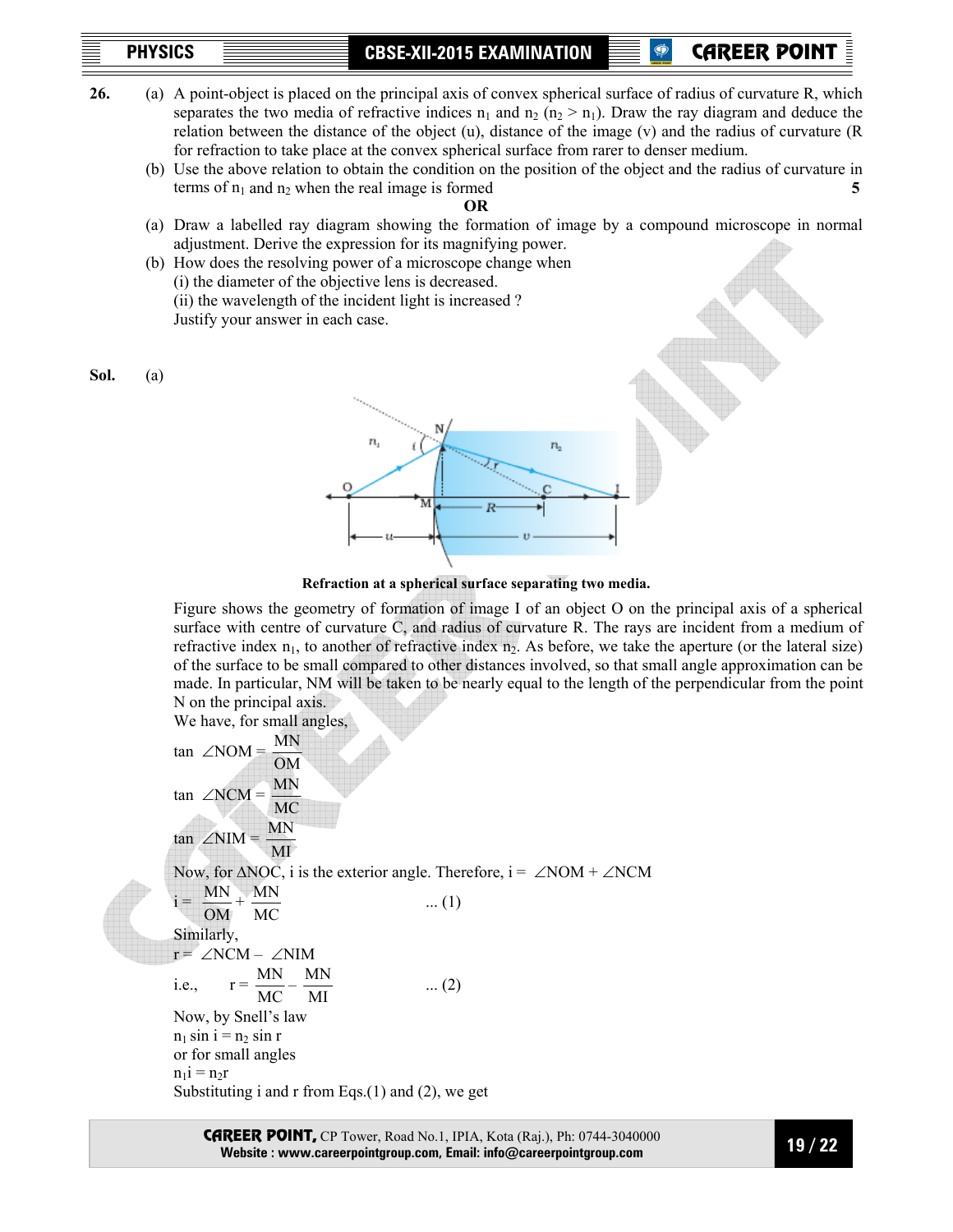**26.** (a) A point-object is placed on the principal axis of convex spherical surface of radius of curvature R, which separates the two media of refractive indices $n_1$ and $n_2$ ($n_2 > n_1$). Draw the ray diagram and deduce the relation between the distance of the object (u), distance of the image (v) and the radius of curvature (R for refraction to take place at the convex spherical surface from rarer to denser medium.

(b) Use the above relation to obtain the condition on the position of the object and the radius of curvature in terms of $n_1$ and $n_2$ when the real image is formed **5**

**OR**

(a) Draw a labelled ray diagram showing the formation of image by a compound microscope in normal adjustment. Derive the expression for its magnifying power.

(b) How does the resolving power of a microscope change when
(i) the diameter of the objective lens is decreased.
(ii) the wavelength of the incident light is increased ?
Justify your answer in each case.

**Sol.** (a)

**Refraction at a spherical surface separating two media.**

Figure shows the geometry of formation of image I of an object O on the principal axis of a spherical surface with centre of curvature C, and radius of curvature R. The rays are incident from a medium of refractive index $n_1$, to another of refractive index $n_2$. As before, we take the aperture (or the lateral size) of the surface to be small compared to other distances involved, so that small angle approximation can be made. In particular, NM will be taken to be nearly equal to the length of the perpendicular from the point N on the principal axis.

We have, for small angles,

$$\tan \angle NOM = \frac{MN}{OM}$$

$$\tan \angle NCM = \frac{MN}{MC}$$

$$\tan \angle NIM = \frac{MN}{MI}$$

Now, for $\Delta NOC$, i is the exterior angle. Therefore, $i = \angle NOM + \angle NCM$

$$i = \frac{MN}{OM} + \frac{MN}{MC} \qquad \text{... (1)}$$

Similarly,

$r = \angle NCM - \angle NIM$

i.e., $$r = \frac{MN}{MC} - \frac{MN}{MI} \qquad \text{... (2)}$$

Now, by Snell's law

$n_1 \sin i = n_2 \sin r$

or for small angles

$n_1 i = n_2 r$

Substituting i and r from Eqs.(1) and (2), we get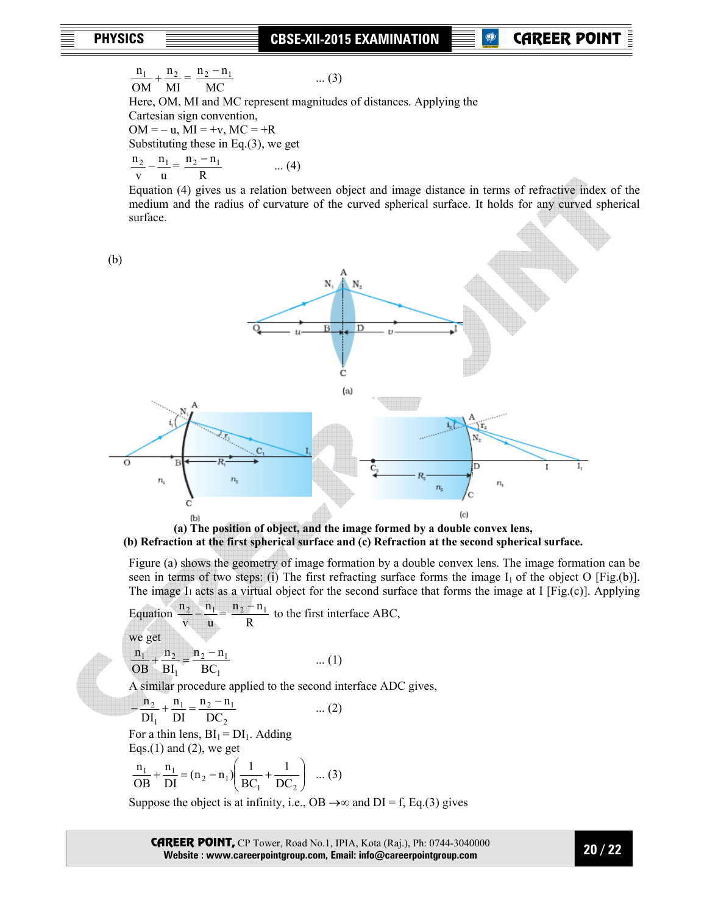$$\frac{n_1}{OM} + \frac{n_2}{MI} = \frac{n_2 - n_1}{MC} \qquad \text{... (3)}$$

Here, OM, MI and MC represent magnitudes of distances. Applying the Cartesian sign convention,

OM = – u, MI = +v, MC = +R

Substituting these in Eq.(3), we get

$$\frac{n_2}{v} - \frac{n_1}{u} = \frac{n_2 - n_1}{R} \qquad \text{... (4)}$$

Equation (4) gives us a relation between object and image distance in terms of refractive index of the medium and the radius of curvature of the curved spherical surface. It holds for any curved spherical surface.

(b)

**(a) The position of object, and the image formed by a double convex lens,**
**(b) Refraction at the first spherical surface and (c) Refraction at the second spherical surface.**

Figure (a) shows the geometry of image formation by a double convex lens. The image formation can be seen in terms of two steps: (i) The first refracting surface forms the image $I_1$ of the object O [Fig.(b)]. The image $I_1$ acts as a virtual object for the second surface that forms the image at I [Fig.(c)]. Applying Equation $\frac{n_2}{v} - \frac{n_1}{u} = \frac{n_2 - n_1}{R}$ to the first interface ABC,

we get

$$\frac{n_1}{OB} + \frac{n_2}{BI_1} = \frac{n_2 - n_1}{BC_1} \qquad \text{... (1)}$$

A similar procedure applied to the second interface ADC gives,

$$-\frac{n_2}{DI_1} + \frac{n_1}{DI} = \frac{n_2 - n_1}{DC_2} \qquad \text{... (2)}$$

For a thin lens, $BI_1 = DI_1$. Adding Eqs.(1) and (2), we get

$$\frac{n_1}{OB} + \frac{n_1}{DI} = (n_2 - n_1)\left(\frac{1}{BC_1} + \frac{1}{DC_2}\right) \qquad \text{... (3)}$$

Suppose the object is at infinity, i.e., OB $\to \infty$ and DI = f, Eq.(3) gives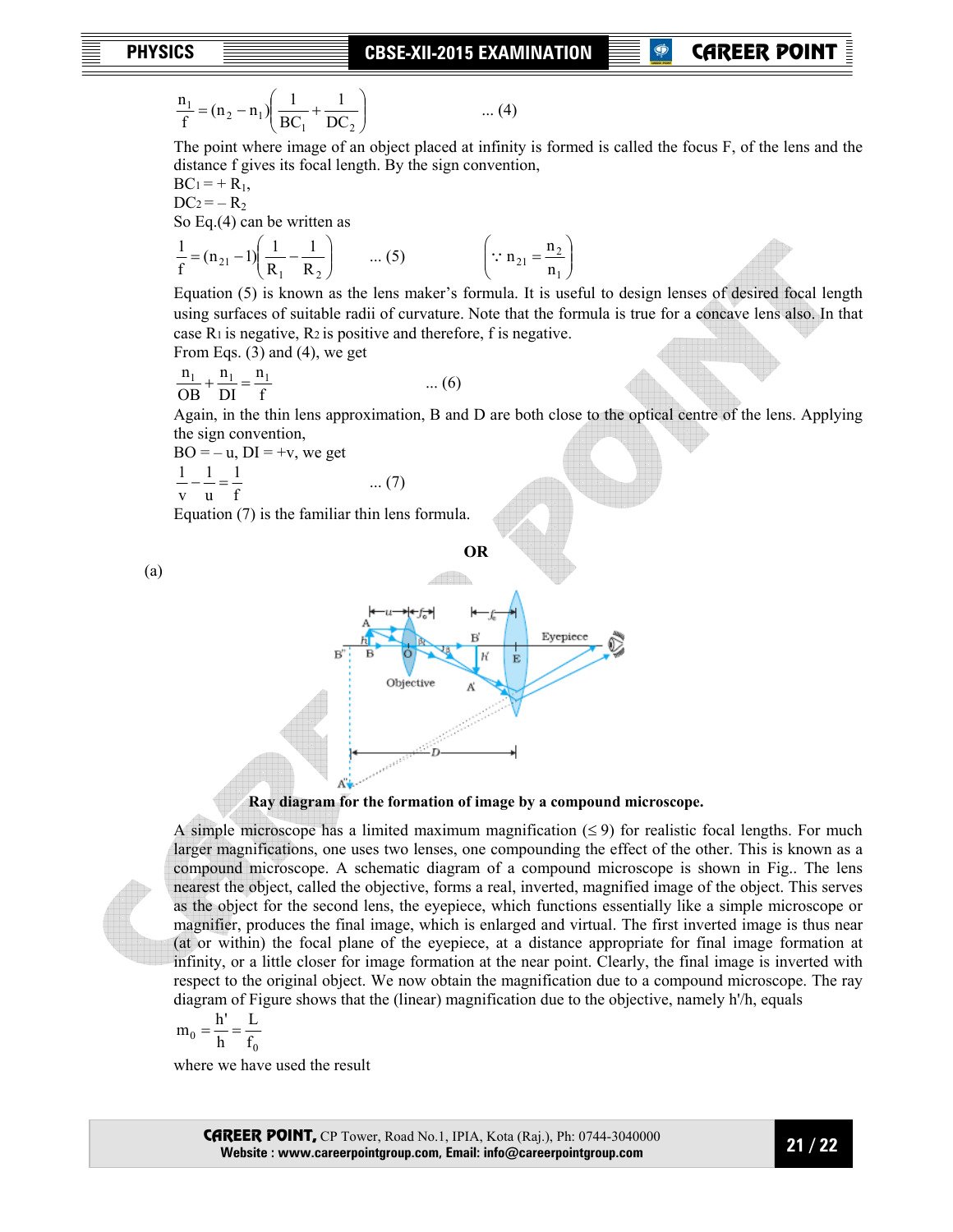$$\frac{n_1}{f} = (n_2 - n_1)\left(\frac{1}{BC_1} + \frac{1}{DC_2}\right) \qquad \text{... (4)}$$

The point where image of an object placed at infinity is formed is called the focus F, of the lens and the distance f gives its focal length. By the sign convention,

$BC_1 = + R_1$,

$DC_2 = - R_2$

So Eq.(4) can be written as

$$\frac{1}{f} = (n_{21} - 1)\left(\frac{1}{R_1} - \frac{1}{R_2}\right) \qquad \text{... (5)} \qquad \left(\because n_{21} = \frac{n_2}{n_1}\right)$$

Equation (5) is known as the lens maker's formula. It is useful to design lenses of desired focal length using surfaces of suitable radii of curvature. Note that the formula is true for a concave lens also. In that case $R_1$ is negative, $R_2$ is positive and therefore, f is negative.

From Eqs. (3) and (4), we get

$$\frac{n_1}{OB} + \frac{n_1}{DI} = \frac{n_1}{f} \qquad \text{... (6)}$$

Again, in the thin lens approximation, B and D are both close to the optical centre of the lens. Applying the sign convention,

BO = – u, DI = +v, we get

$$\frac{1}{v} - \frac{1}{u} = \frac{1}{f} \qquad \text{... (7)}$$

Equation (7) is the familiar thin lens formula.

**OR**

(a)

**Ray diagram for the formation of image by a compound microscope.**

A simple microscope has a limited maximum magnification (≤ 9) for realistic focal lengths. For much larger magnifications, one uses two lenses, one compounding the effect of the other. This is known as a compound microscope. A schematic diagram of a compound microscope is shown in Fig.. The lens nearest the object, called the objective, forms a real, inverted, magnified image of the object. This serves as the object for the second lens, the eyepiece, which functions essentially like a simple microscope or magnifier, produces the final image, which is enlarged and virtual. The first inverted image is thus near (at or within) the focal plane of the eyepiece, at a distance appropriate for final image formation at infinity, or a little closer for image formation at the near point. Clearly, the final image is inverted with respect to the original object. We now obtain the magnification due to a compound microscope. The ray diagram of Figure shows that the (linear) magnification due to the objective, namely h'/h, equals

$$m_0 = \frac{h'}{h} = \frac{L}{f_0}$$

where we have used the result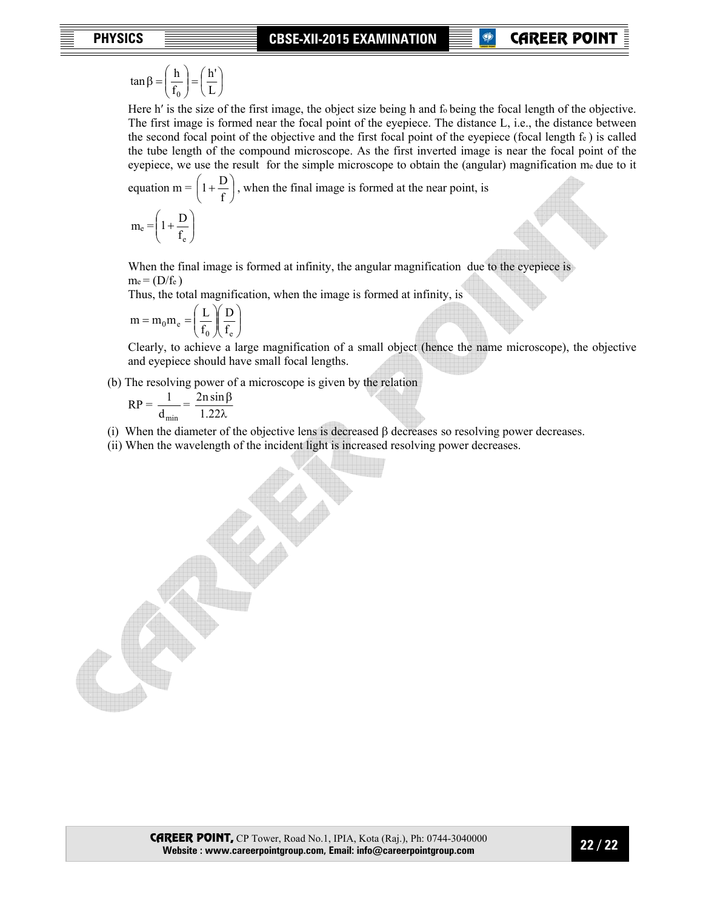$$\tan\beta = \left(\frac{h}{f_0}\right) = \left(\frac{h'}{L}\right)$$

Here h′ is the size of the first image, the object size being h and $f_o$ being the focal length of the objective. The first image is formed near the focal point of the eyepiece. The distance L, i.e., the distance between the second focal point of the objective and the first focal point of the eyepiece (focal length $f_e$ ) is called the tube length of the compound microscope. As the first inverted image is near the focal point of the eyepiece, we use the result for the simple microscope to obtain the (angular) magnification $m_e$ due to it equation $m = \left(1 + \frac{D}{f}\right)$, when the final image is formed at the near point, is

$$m_e = \left(1 + \frac{D}{f_e}\right)$$

When the final image is formed at infinity, the angular magnification due to the eyepiece is $m_e = (D/f_e)$

Thus, the total magnification, when the image is formed at infinity, is

$$m = m_0 m_e = \left(\frac{L}{f_0}\right)\left(\frac{D}{f_e}\right)$$

Clearly, to achieve a large magnification of a small object (hence the name microscope), the objective and eyepiece should have small focal lengths.

(b) The resolving power of a microscope is given by the relation

$$RP = \frac{1}{d_{min}} = \frac{2n\sin\beta}{1.22\lambda}$$

(i) When the diameter of the objective lens is decreased β decreases so resolving power decreases.

(ii) When the wavelength of the incident light is increased resolving power decreases.